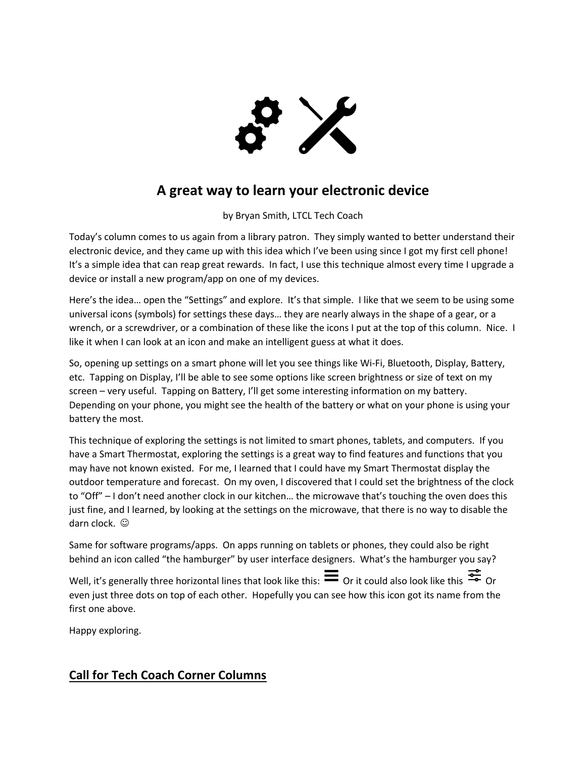# A great way to learn your electronic device

by Bryan Smith, LTCL Tech Coach

Today's column comes to us again from a library patron. They simply wanted to better understand their electronic device, and they came up with this idea which I've been using since I got my first cell phone! It's a simple idea that can reap great rewards. In fact, I use this technique almost every time I upgrade a device or install a new program/app on one of my devices.

Here's the idea… open the "Settings" and explore. It's that simple. I like that we seem to be using some universal icons (symbols) for settings these days… they are nearly always in the shape of a gear, or a wrench, or a screwdriver, or a combination of these like the icons I put at the top of this column. Nice. I like it when I can look at an icon and make an intelligent guess at what it does.

So, opening up settings on a smart phone will let you see things like Wi-Fi, Bluetooth, Display, Battery, etc. Tapping on Display, I'll be able to see some options like screen brightness or size of text on my screen – very useful. Tapping on Battery, I'll get some interesting information on my battery. Depending on your phone, you might see the health of the battery or what on your phone is using your battery the most.

This technique of exploring the settings is not limited to smart phones, tablets, and computers. If you have a Smart Thermostat, exploring the settings is a great way to find features and functions that you may have not known existed. For me, I learned that I could have my Smart Thermostat display the outdoor temperature and forecast. On my oven, I discovered that I could set the brightness of the clock to "Off" – I don't need another clock in our kitchen… the microwave that's touching the oven does this just fine, and I learned, by looking at the settings on the microwave, that there is no way to disable the darn clock. ☺

Same for software programs/apps. On apps running on tablets or phones, they could also be right behind an icon called "the hamburger" by user interface designers. What's the hamburger you say? Well, it's generally three horizontal lines that look like this: ≡ Or it could also look like this Or even just three dots on top of each other. Hopefully you can see how this icon got its name from the first one above.

Happy exploring.

## Call for Tech Coach Corner Columns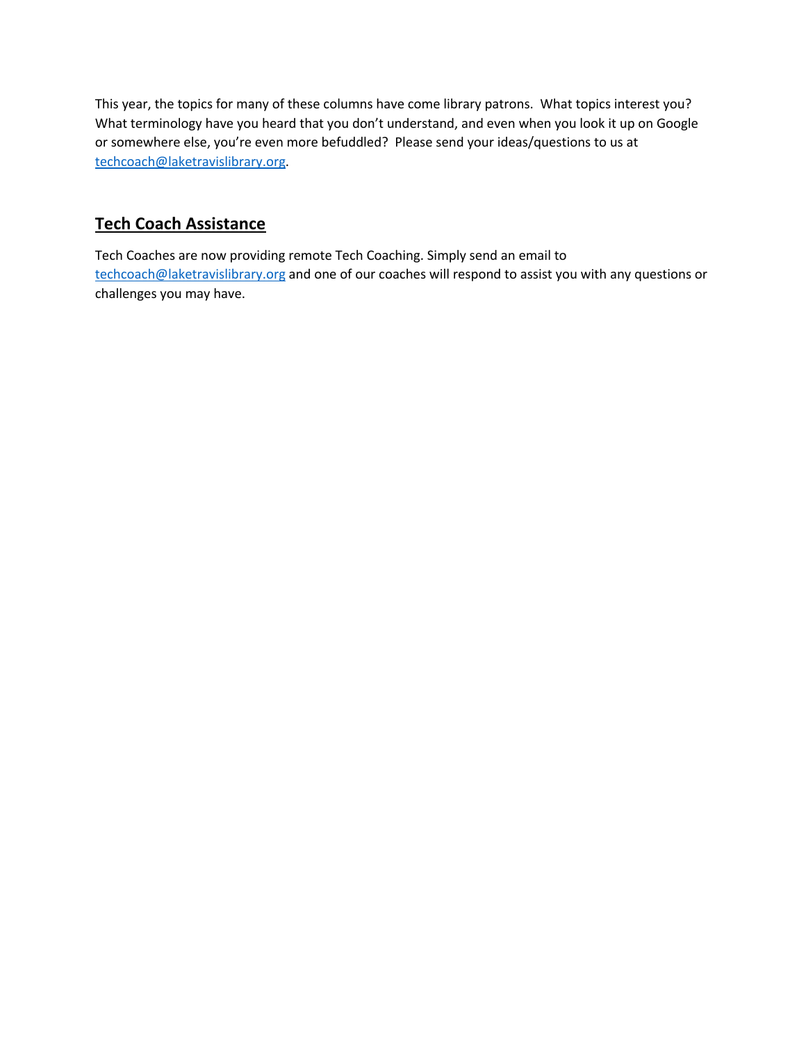This year, the topics for many of these columns have come library patrons. What topics interest you? What terminology have you heard that you don't understand, and even when you look it up on Google or somewhere else, you're even more befuddled? Please send your ideas/questions to us at [techcoach@laketravislibrary.org](mailto:techcoach@laketravislibrary.org).

## Tech Coach Assistance

Tech Coaches are now providing remote Tech Coaching. Simply send an email to [techcoach@laketravislibrary.org](mailto:techcoach@laketravislibrary.org) and one of our coaches will respond to assist you with any questions or challenges you may have.